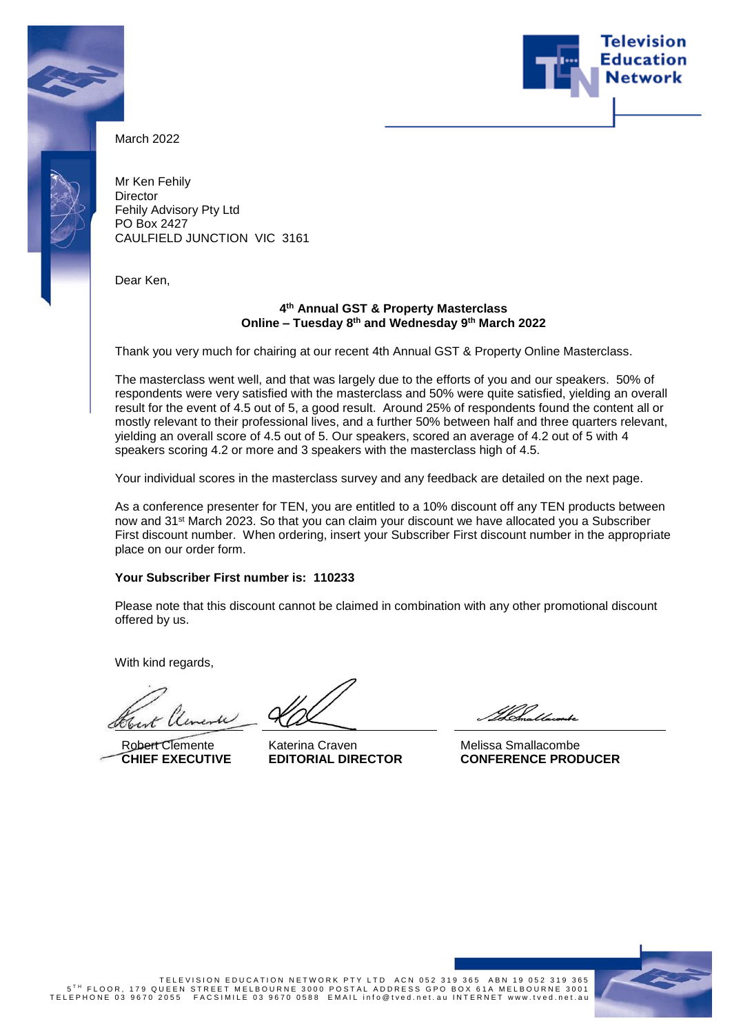Television Education Network

March 2022

Mr Ken Fehily
Director
Fehily Advisory Pty Ltd
PO Box 2427
CAULFIELD JUNCTION VIC 3161

Dear Ken,

**4th Annual GST & Property Masterclass**
**Online – Tuesday 8th and Wednesday 9th March 2022**

Thank you very much for chairing at our recent 4th Annual GST & Property Online Masterclass.

The masterclass went well, and that was largely due to the efforts of you and our speakers. 50% of respondents were very satisfied with the masterclass and 50% were quite satisfied, yielding an overall result for the event of 4.5 out of 5, a good result. Around 25% of respondents found the content all or mostly relevant to their professional lives, and a further 50% between half and three quarters relevant, yielding an overall score of 4.5 out of 5. Our speakers, scored an average of 4.2 out of 5 with 4 speakers scoring 4.2 or more and 3 speakers with the masterclass high of 4.5.

Your individual scores in the masterclass survey and any feedback are detailed on the next page.

As a conference presenter for TEN, you are entitled to a 10% discount off any TEN products between now and 31st March 2023. So that you can claim your discount we have allocated you a Subscriber First discount number. When ordering, insert your Subscriber First discount number in the appropriate place on our order form.

**Your Subscriber First number is: 110233**

Please note that this discount cannot be claimed in combination with any other promotional discount offered by us.

With kind regards,

| Robert Clemente | Katerina Craven | Melissa Smallacombe |
|---|---|---|
| **CHIEF EXECUTIVE** | **EDITORIAL DIRECTOR** | **CONFERENCE PRODUCER** |

TELEVISION EDUCATION NETWORK PTY LTD ACN 052 319 365 ABN 19 052 319 365
5TH FLOOR, 179 QUEEN STREET MELBOURNE 3000 POSTAL ADDRESS GPO BOX 61A MELBOURNE 3001
TELEPHONE 03 9670 2055 FACSIMILE 03 9670 0588 EMAIL info@tved.net.au INTERNET www.tved.net.au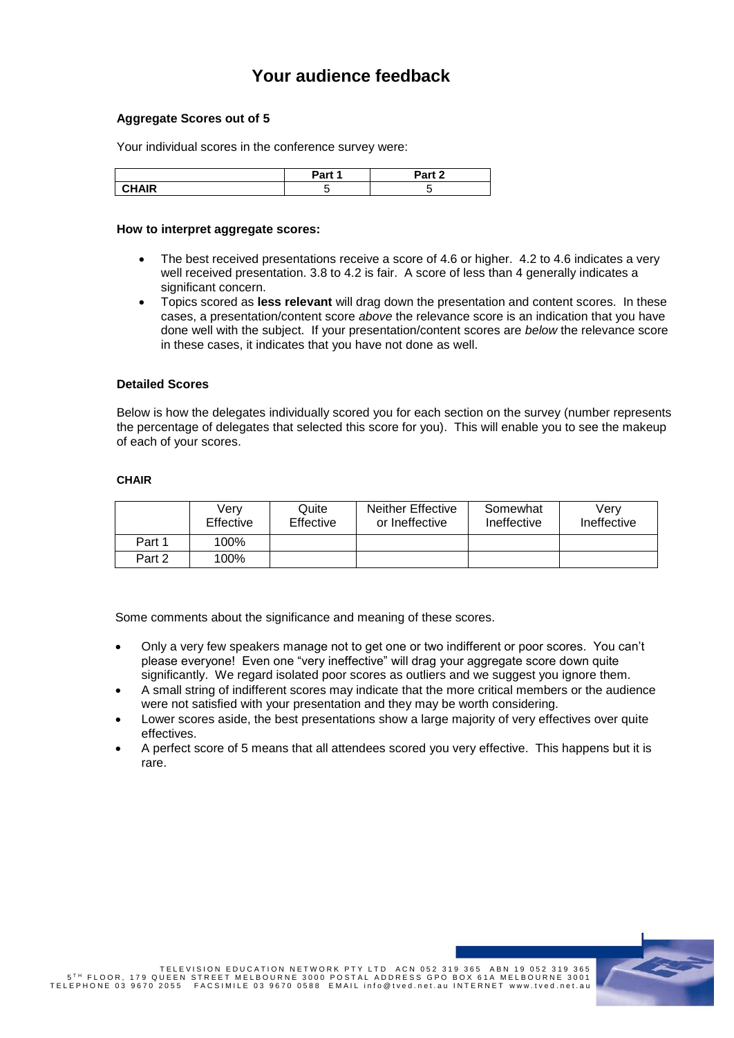# Your audience feedback

**Aggregate Scores out of 5**

Your individual scores in the conference survey were:

| | Part 1 | Part 2 |
|---|---|---|
| **CHAIR** | 5 | 5 |

**How to interpret aggregate scores:**

- The best received presentations receive a score of 4.6 or higher. 4.2 to 4.6 indicates a very well received presentation. 3.8 to 4.2 is fair. A score of less than 4 generally indicates a significant concern.
- Topics scored as **less relevant** will drag down the presentation and content scores. In these cases, a presentation/content score *above* the relevance score is an indication that you have done well with the subject. If your presentation/content scores are *below* the relevance score in these cases, it indicates that you have not done as well.

**Detailed Scores**

Below is how the delegates individually scored you for each section on the survey (number represents the percentage of delegates that selected this score for you). This will enable you to see the makeup of each of your scores.

**CHAIR**

| | Very Effective | Quite Effective | Neither Effective or Ineffective | Somewhat Ineffective | Very Ineffective |
|---|---|---|---|---|---|
| Part 1 | 100% | | | | |
| Part 2 | 100% | | | | |

Some comments about the significance and meaning of these scores.

- Only a very few speakers manage not to get one or two indifferent or poor scores. You can't please everyone! Even one "very ineffective" will drag your aggregate score down quite significantly. We regard isolated poor scores as outliers and we suggest you ignore them.
- A small string of indifferent scores may indicate that the more critical members or the audience were not satisfied with your presentation and they may be worth considering.
- Lower scores aside, the best presentations show a large majority of very effectives over quite effectives.
- A perfect score of 5 means that all attendees scored you very effective. This happens but it is rare.

TELEVISION EDUCATION NETWORK PTY LTD ACN 052 319 365 ABN 19 052 319 365
5TH FLOOR, 179 QUEEN STREET MELBOURNE 3000 POSTAL ADDRESS GPO BOX 61A MELBOURNE 3001
TELEPHONE 03 9670 2055 FACSIMILE 03 9670 0588 EMAIL info@tved.net.au INTERNET www.tved.net.au